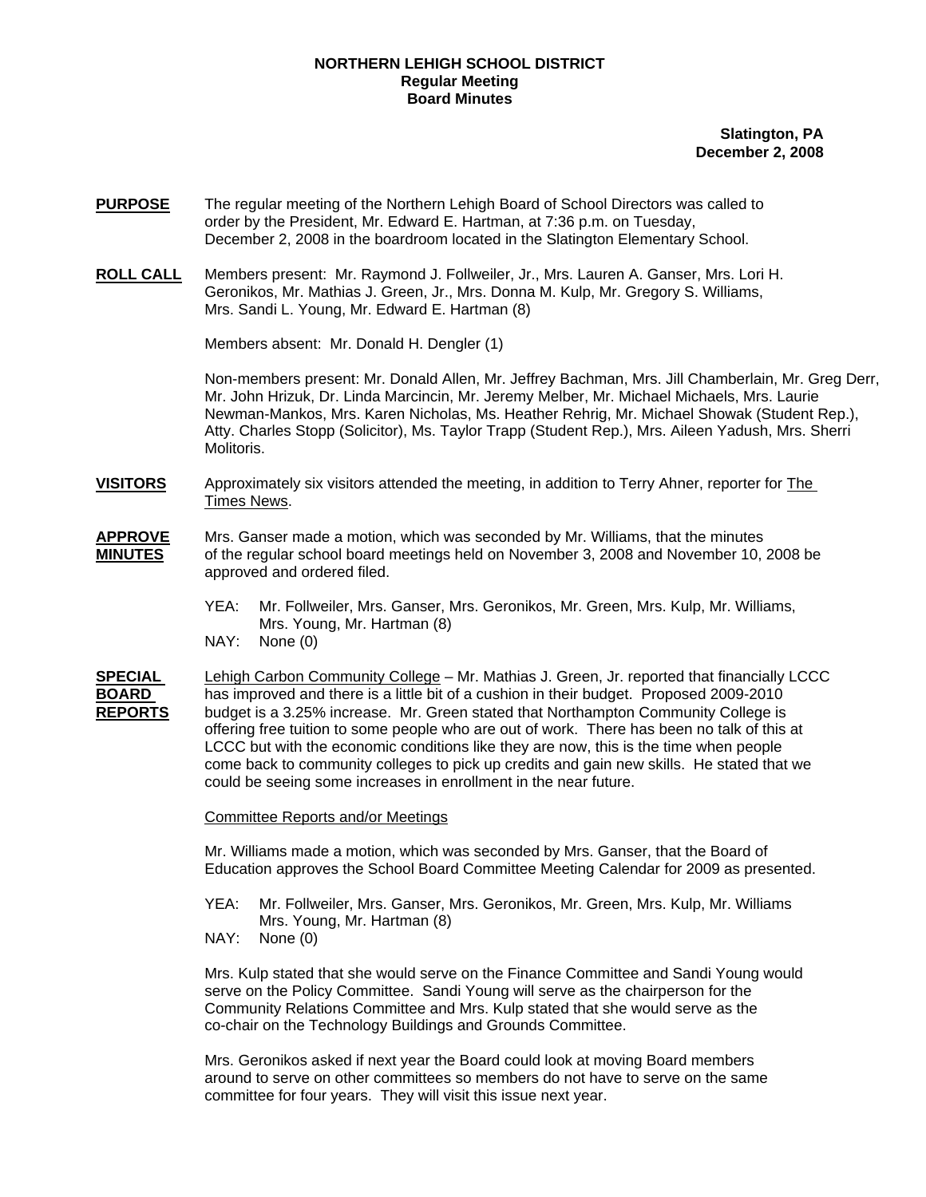**NORTHERN LEHIGH SCHOOL DISTRICT**
**Regular Meeting**
**Board Minutes**

**Slatington, PA**
**December 2, 2008**

**PURPOSE** The regular meeting of the Northern Lehigh Board of School Directors was called to order by the President, Mr. Edward E. Hartman, at 7:36 p.m. on Tuesday, December 2, 2008 in the boardroom located in the Slatington Elementary School.

**ROLL CALL** Members present: Mr. Raymond J. Follweiler, Jr., Mrs. Lauren A. Ganser, Mrs. Lori H. Geronikos, Mr. Mathias J. Green, Jr., Mrs. Donna M. Kulp, Mr. Gregory S. Williams, Mrs. Sandi L. Young, Mr. Edward E. Hartman (8)

Members absent: Mr. Donald H. Dengler (1)

Non-members present: Mr. Donald Allen, Mr. Jeffrey Bachman, Mrs. Jill Chamberlain, Mr. Greg Derr, Mr. John Hrizuk, Dr. Linda Marcincin, Mr. Jeremy Melber, Mr. Michael Michaels, Mrs. Laurie Newman-Mankos, Mrs. Karen Nicholas, Ms. Heather Rehrig, Mr. Michael Showak (Student Rep.), Atty. Charles Stopp (Solicitor), Ms. Taylor Trapp (Student Rep.), Mrs. Aileen Yadush, Mrs. Sherri Molitoris.

**VISITORS** Approximately six visitors attended the meeting, in addition to Terry Ahner, reporter for The Times News.

**APPROVE MINUTES** Mrs. Ganser made a motion, which was seconded by Mr. Williams, that the minutes of the regular school board meetings held on November 3, 2008 and November 10, 2008 be approved and ordered filed.

YEA: Mr. Follweiler, Mrs. Ganser, Mrs. Geronikos, Mr. Green, Mrs. Kulp, Mr. Williams, Mrs. Young, Mr. Hartman (8)
NAY: None (0)

**SPECIAL BOARD REPORTS** Lehigh Carbon Community College – Mr. Mathias J. Green, Jr. reported that financially LCCC has improved and there is a little bit of a cushion in their budget. Proposed 2009-2010 budget is a 3.25% increase. Mr. Green stated that Northampton Community College is offering free tuition to some people who are out of work. There has been no talk of this at LCCC but with the economic conditions like they are now, this is the time when people come back to community colleges to pick up credits and gain new skills. He stated that we could be seeing some increases in enrollment in the near future.

Committee Reports and/or Meetings

Mr. Williams made a motion, which was seconded by Mrs. Ganser, that the Board of Education approves the School Board Committee Meeting Calendar for 2009 as presented.

YEA: Mr. Follweiler, Mrs. Ganser, Mrs. Geronikos, Mr. Green, Mrs. Kulp, Mr. Williams Mrs. Young, Mr. Hartman (8)
NAY: None (0)

Mrs. Kulp stated that she would serve on the Finance Committee and Sandi Young would serve on the Policy Committee. Sandi Young will serve as the chairperson for the Community Relations Committee and Mrs. Kulp stated that she would serve as the co-chair on the Technology Buildings and Grounds Committee.

Mrs. Geronikos asked if next year the Board could look at moving Board members around to serve on other committees so members do not have to serve on the same committee for four years. They will visit this issue next year.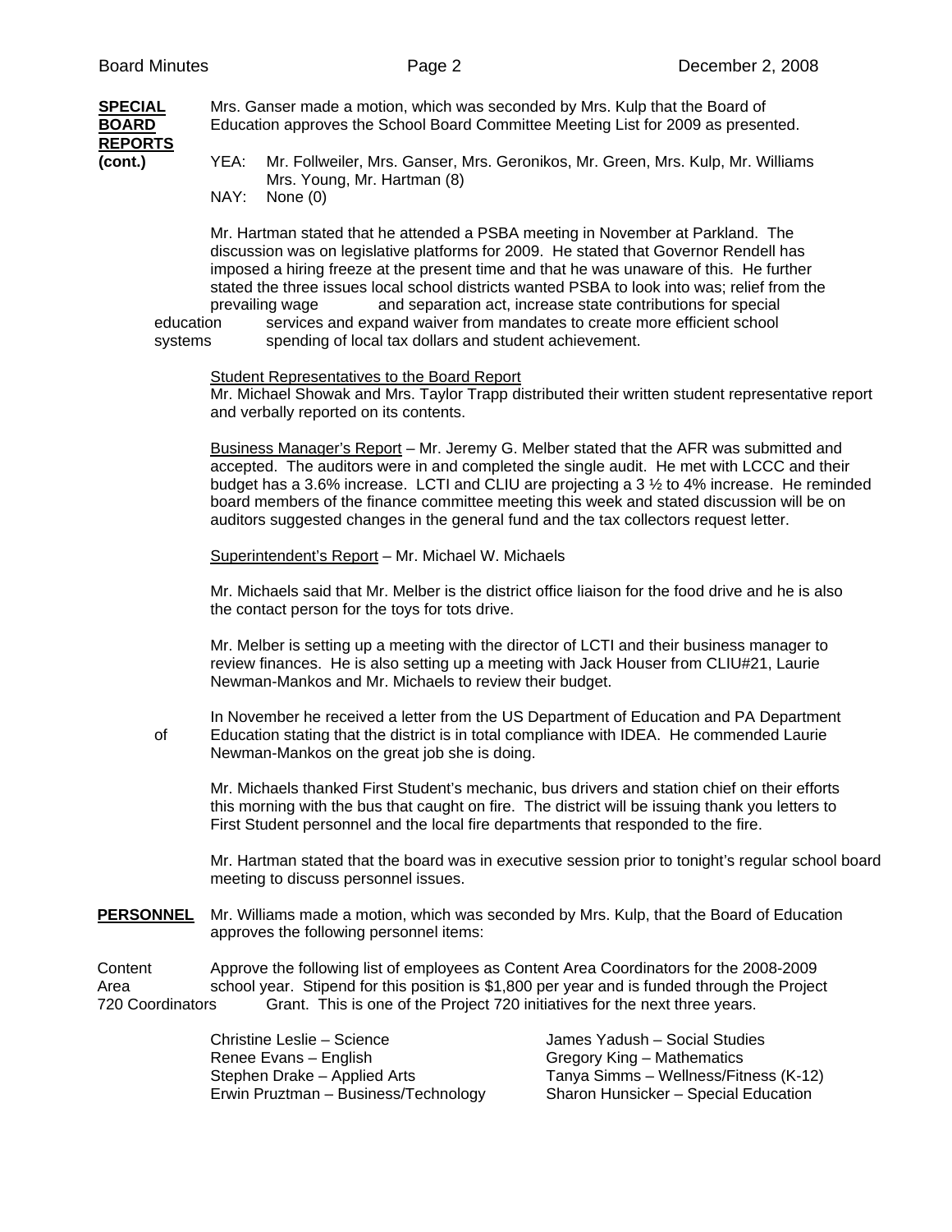**SPECIAL BOARD REPORTS (cont.)**

Mrs. Ganser made a motion, which was seconded by Mrs. Kulp that the Board of Education approves the School Board Committee Meeting List for 2009 as presented.

YEA: Mr. Follweiler, Mrs. Ganser, Mrs. Geronikos, Mr. Green, Mrs. Kulp, Mr. Williams Mrs. Young, Mr. Hartman (8)
NAY: None (0)

Mr. Hartman stated that he attended a PSBA meeting in November at Parkland. The discussion was on legislative platforms for 2009. He stated that Governor Rendell has imposed a hiring freeze at the present time and that he was unaware of this. He further stated the three issues local school districts wanted PSBA to look into was; relief from the prevailing wage and separation act, increase state contributions for special education services and expand waiver from mandates to create more efficient school systems spending of local tax dollars and student achievement.

Student Representatives to the Board Report
Mr. Michael Showak and Mrs. Taylor Trapp distributed their written student representative report and verbally reported on its contents.

Business Manager's Report – Mr. Jeremy G. Melber stated that the AFR was submitted and accepted. The auditors were in and completed the single audit. He met with LCCC and their budget has a 3.6% increase. LCTI and CLIU are projecting a 3 ½ to 4% increase. He reminded board members of the finance committee meeting this week and stated discussion will be on auditors suggested changes in the general fund and the tax collectors request letter.

Superintendent's Report – Mr. Michael W. Michaels

Mr. Michaels said that Mr. Melber is the district office liaison for the food drive and he is also the contact person for the toys for tots drive.

Mr. Melber is setting up a meeting with the director of LCTI and their business manager to review finances. He is also setting up a meeting with Jack Houser from CLIU#21, Laurie Newman-Mankos and Mr. Michaels to review their budget.

In November he received a letter from the US Department of Education and PA Department of Education stating that the district is in total compliance with IDEA. He commended Laurie Newman-Mankos on the great job she is doing.

Mr. Michaels thanked First Student's mechanic, bus drivers and station chief on their efforts this morning with the bus that caught on fire. The district will be issuing thank you letters to First Student personnel and the local fire departments that responded to the fire.

Mr. Hartman stated that the board was in executive session prior to tonight's regular school board meeting to discuss personnel issues.

**PERSONNEL**

Mr. Williams made a motion, which was seconded by Mrs. Kulp, that the Board of Education approves the following personnel items:

Content Area 720 Coordinators

Approve the following list of employees as Content Area Coordinators for the 2008-2009 school year. Stipend for this position is $1,800 per year and is funded through the Project 720 Grant. This is one of the Project 720 initiatives for the next three years.

| | |
|---|---|
| Christine Leslie – Science | James Yadush – Social Studies |
| Renee Evans – English | Gregory King – Mathematics |
| Stephen Drake – Applied Arts | Tanya Simms – Wellness/Fitness (K-12) |
| Erwin Pruztman – Business/Technology | Sharon Hunsicker – Special Education |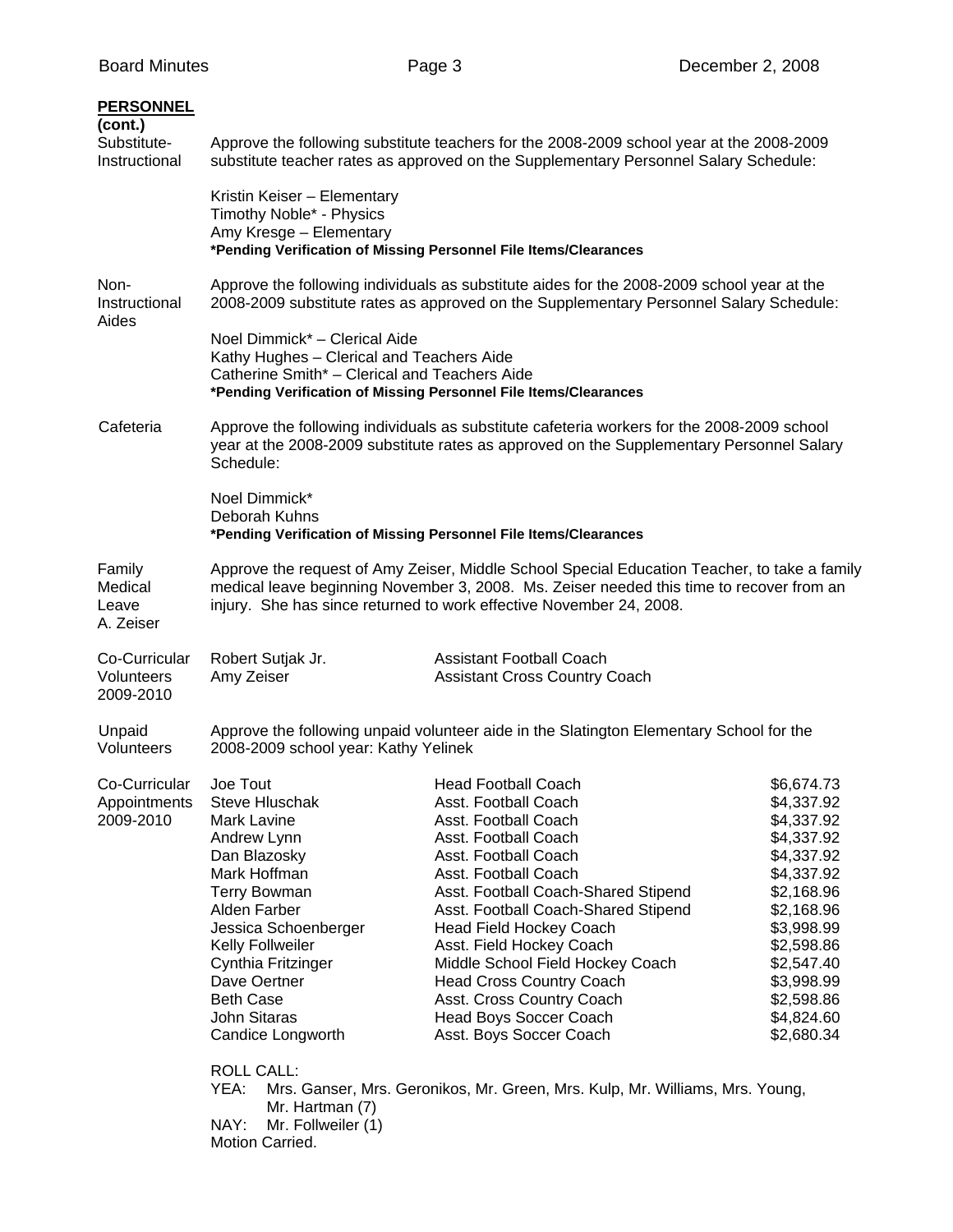**PERSONNEL (cont.)**

**Substitute-Instructional**

Approve the following substitute teachers for the 2008-2009 school year at the 2008-2009 substitute teacher rates as approved on the Supplementary Personnel Salary Schedule:

Kristin Keiser – Elementary
Timothy Noble* - Physics
Amy Kresge – Elementary
**\*Pending Verification of Missing Personnel File Items/Clearances**

**Non-Instructional Aides**

Approve the following individuals as substitute aides for the 2008-2009 school year at the 2008-2009 substitute rates as approved on the Supplementary Personnel Salary Schedule:

Noel Dimmick* – Clerical Aide
Kathy Hughes – Clerical and Teachers Aide
Catherine Smith* – Clerical and Teachers Aide
**\*Pending Verification of Missing Personnel File Items/Clearances**

**Cafeteria**

Approve the following individuals as substitute cafeteria workers for the 2008-2009 school year at the 2008-2009 substitute rates as approved on the Supplementary Personnel Salary Schedule:

Noel Dimmick*
Deborah Kuhns
**\*Pending Verification of Missing Personnel File Items/Clearances**

**Family Medical Leave A. Zeiser**

Approve the request of Amy Zeiser, Middle School Special Education Teacher, to take a family medical leave beginning November 3, 2008. Ms. Zeiser needed this time to recover from an injury. She has since returned to work effective November 24, 2008.

**Co-Curricular Volunteers 2009-2010**

| | |
|---|---|
| Robert Sutjak Jr. | Assistant Football Coach |
| Amy Zeiser | Assistant Cross Country Coach |

**Unpaid Volunteers**

Approve the following unpaid volunteer aide in the Slatington Elementary School for the 2008-2009 school year: Kathy Yelinek

**Co-Curricular Appointments 2009-2010**

| | | |
|---|---|---|
| Joe Tout | Head Football Coach | $6,674.73 |
| Steve Hluschak | Asst. Football Coach | $4,337.92 |
| Mark Lavine | Asst. Football Coach | $4,337.92 |
| Andrew Lynn | Asst. Football Coach | $4,337.92 |
| Dan Blazosky | Asst. Football Coach | $4,337.92 |
| Mark Hoffman | Asst. Football Coach | $4,337.92 |
| Terry Bowman | Asst. Football Coach-Shared Stipend | $2,168.96 |
| Alden Farber | Asst. Football Coach-Shared Stipend | $2,168.96 |
| Jessica Schoenberger | Head Field Hockey Coach | $3,998.99 |
| Kelly Follweiler | Asst. Field Hockey Coach | $2,598.86 |
| Cynthia Fritzinger | Middle School Field Hockey Coach | $2,547.40 |
| Dave Oertner | Head Cross Country Coach | $3,998.99 |
| Beth Case | Asst. Cross Country Coach | $2,598.86 |
| John Sitaras | Head Boys Soccer Coach | $4,824.60 |
| Candice Longworth | Asst. Boys Soccer Coach | $2,680.34 |

ROLL CALL:
YEA: Mrs. Ganser, Mrs. Geronikos, Mr. Green, Mrs. Kulp, Mr. Williams, Mrs. Young, Mr. Hartman (7)
NAY: Mr. Follweiler (1)
Motion Carried.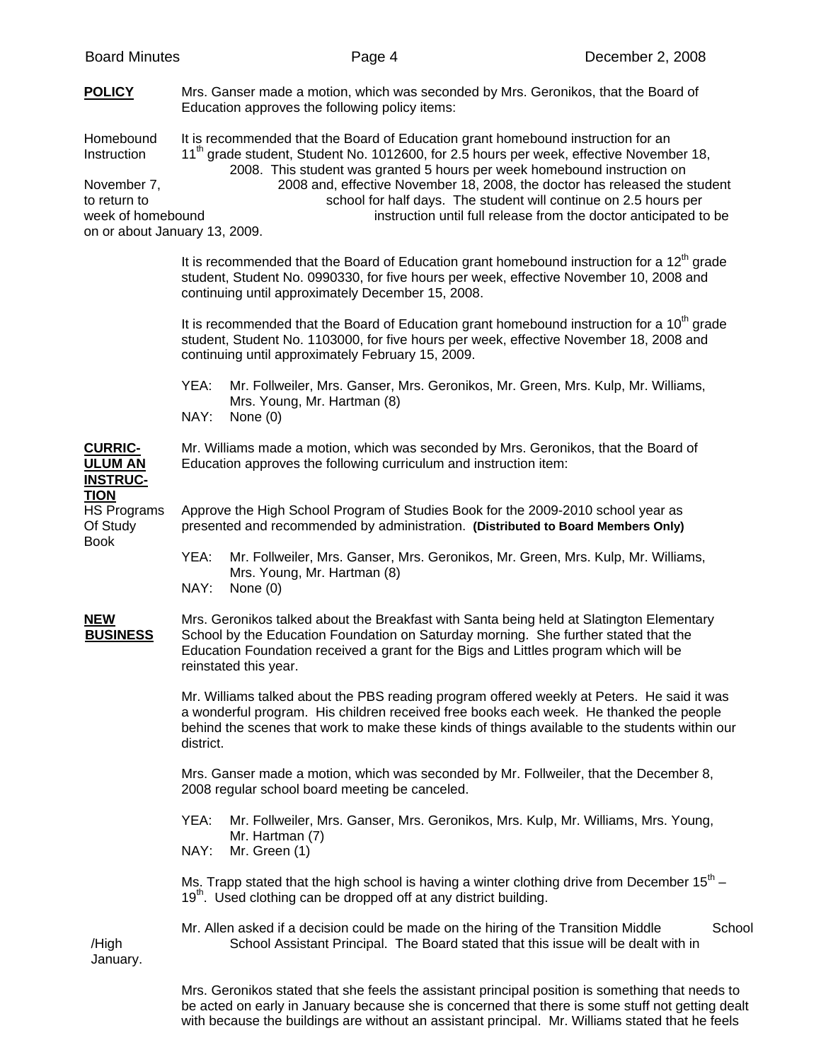**POLICY** Mrs. Ganser made a motion, which was seconded by Mrs. Geronikos, that the Board of Education approves the following policy items:

Homebound Instruction

It is recommended that the Board of Education grant homebound instruction for an 11th grade student, Student No. 1012600, for 2.5 hours per week, effective November 18, 2008. This student was granted 5 hours per week homebound instruction on November 7, 2008 and, effective November 18, 2008, the doctor has released the student to return to school for half days. The student will continue on 2.5 hours per week of homebound instruction until full release from the doctor anticipated to be on or about January 13, 2009.

It is recommended that the Board of Education grant homebound instruction for a 12th grade student, Student No. 0990330, for five hours per week, effective November 10, 2008 and continuing until approximately December 15, 2008.

It is recommended that the Board of Education grant homebound instruction for a 10th grade student, Student No. 1103000, for five hours per week, effective November 18, 2008 and continuing until approximately February 15, 2009.

YEA: Mr. Follweiler, Mrs. Ganser, Mrs. Geronikos, Mr. Green, Mrs. Kulp, Mr. Williams, Mrs. Young, Mr. Hartman (8)
NAY: None (0)

**CURRICULUM AN INSTRUCTION** Mr. Williams made a motion, which was seconded by Mrs. Geronikos, that the Board of Education approves the following curriculum and instruction item:

HS Programs Of Study Book

Approve the High School Program of Studies Book for the 2009-2010 school year as presented and recommended by administration. **(Distributed to Board Members Only)**

YEA: Mr. Follweiler, Mrs. Ganser, Mrs. Geronikos, Mr. Green, Mrs. Kulp, Mr. Williams, Mrs. Young, Mr. Hartman (8)
NAY: None (0)

**NEW BUSINESS** Mrs. Geronikos talked about the Breakfast with Santa being held at Slatington Elementary School by the Education Foundation on Saturday morning. She further stated that the Education Foundation received a grant for the Bigs and Littles program which will be reinstated this year.

Mr. Williams talked about the PBS reading program offered weekly at Peters. He said it was a wonderful program. His children received free books each week. He thanked the people behind the scenes that work to make these kinds of things available to the students within our district.

Mrs. Ganser made a motion, which was seconded by Mr. Follweiler, that the December 8, 2008 regular school board meeting be canceled.

YEA: Mr. Follweiler, Mrs. Ganser, Mrs. Geronikos, Mrs. Kulp, Mr. Williams, Mrs. Young, Mr. Hartman (7)
NAY: Mr. Green (1)

Ms. Trapp stated that the high school is having a winter clothing drive from December 15th – 19th. Used clothing can be dropped off at any district building.

Mr. Allen asked if a decision could be made on the hiring of the Transition Middle School /High School Assistant Principal. The Board stated that this issue will be dealt with in January.

Mrs. Geronikos stated that she feels the assistant principal position is something that needs to be acted on early in January because she is concerned that there is some stuff not getting dealt with because the buildings are without an assistant principal. Mr. Williams stated that he feels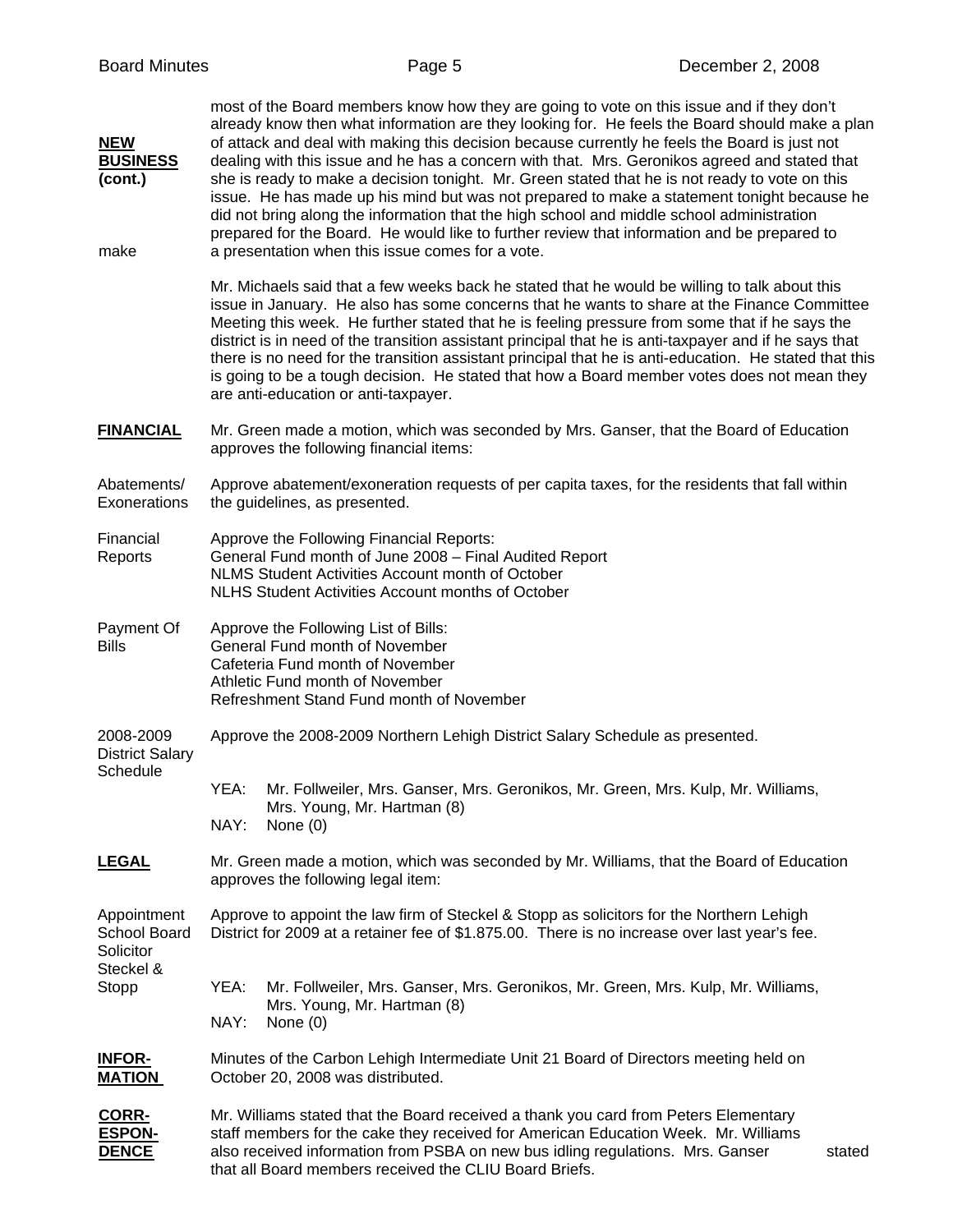**NEW BUSINESS (cont.)**

most of the Board members know how they are going to vote on this issue and if they don't already know then what information are they looking for. He feels the Board should make a plan of attack and deal with making this decision because currently he feels the Board is just not dealing with this issue and he has a concern with that. Mrs. Geronikos agreed and stated that she is ready to make a decision tonight. Mr. Green stated that he is not ready to vote on this issue. He has made up his mind but was not prepared to make a statement tonight because he did not bring along the information that the high school and middle school administration prepared for the Board. He would like to further review that information and be prepared to make a presentation when this issue comes for a vote.

Mr. Michaels said that a few weeks back he stated that he would be willing to talk about this issue in January. He also has some concerns that he wants to share at the Finance Committee Meeting this week. He further stated that he is feeling pressure from some that if he says the district is in need of the transition assistant principal that he is anti-taxpayer and if he says that there is no need for the transition assistant principal that he is anti-education. He stated that this is going to be a tough decision. He stated that how a Board member votes does not mean they are anti-education or anti-taxpayer.

**FINANCIAL**

Mr. Green made a motion, which was seconded by Mrs. Ganser, that the Board of Education approves the following financial items:

Abatements/ Exonerations — Approve abatement/exoneration requests of per capita taxes, for the residents that fall within the guidelines, as presented.

Financial Reports — Approve the Following Financial Reports:
General Fund month of June 2008 – Final Audited Report
NLMS Student Activities Account month of October
NLHS Student Activities Account months of October

Payment Of Bills — Approve the Following List of Bills:
General Fund month of November
Cafeteria Fund month of November
Athletic Fund month of November
Refreshment Stand Fund month of November

2008-2009 District Salary Schedule — Approve the 2008-2009 Northern Lehigh District Salary Schedule as presented.

YEA: Mr. Follweiler, Mrs. Ganser, Mrs. Geronikos, Mr. Green, Mrs. Kulp, Mr. Williams, Mrs. Young, Mr. Hartman (8)
NAY: None (0)

**LEGAL**

Mr. Green made a motion, which was seconded by Mr. Williams, that the Board of Education approves the following legal item:

Appointment School Board Solicitor Steckel & Stopp — Approve to appoint the law firm of Steckel & Stopp as solicitors for the Northern Lehigh District for 2009 at a retainer fee of $1.875.00. There is no increase over last year's fee.

YEA: Mr. Follweiler, Mrs. Ganser, Mrs. Geronikos, Mr. Green, Mrs. Kulp, Mr. Williams, Mrs. Young, Mr. Hartman (8)
NAY: None (0)

**INFORMATION**

Minutes of the Carbon Lehigh Intermediate Unit 21 Board of Directors meeting held on October 20, 2008 was distributed.

**CORRESPONDENCE**

Mr. Williams stated that the Board received a thank you card from Peters Elementary staff members for the cake they received for American Education Week. Mr. Williams also received information from PSBA on new bus idling regulations. Mrs. Ganser stated that all Board members received the CLIU Board Briefs.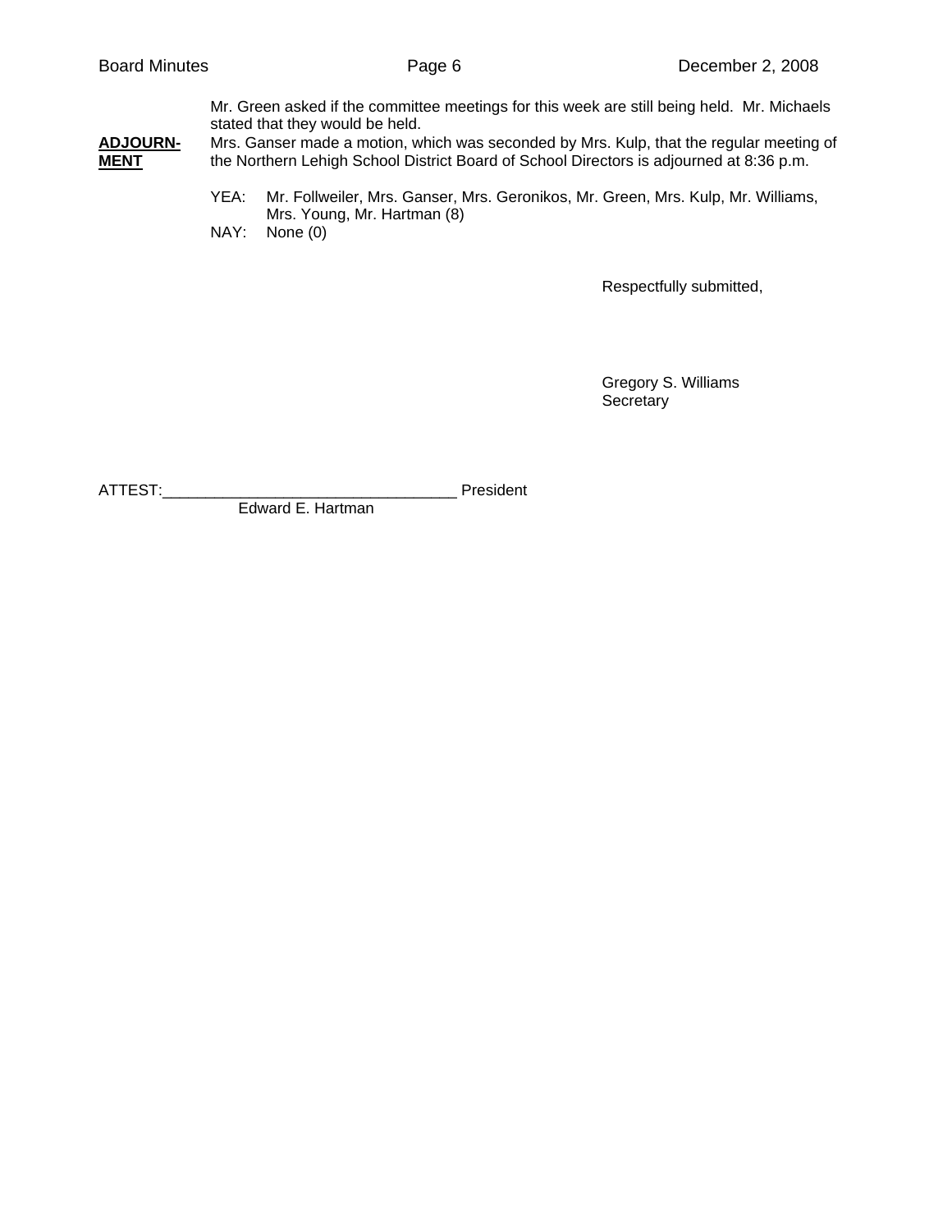Mr. Green asked if the committee meetings for this week are still being held. Mr. Michaels stated that they would be held.

**ADJOURNMENT**

Mrs. Ganser made a motion, which was seconded by Mrs. Kulp, that the regular meeting of the Northern Lehigh School District Board of School Directors is adjourned at 8:36 p.m.

YEA: Mr. Follweiler, Mrs. Ganser, Mrs. Geronikos, Mr. Green, Mrs. Kulp, Mr. Williams, Mrs. Young, Mr. Hartman (8)
NAY: None (0)

Respectfully submitted,

Gregory S. Williams
Secretary

ATTEST:_________________________________ President
Edward E. Hartman